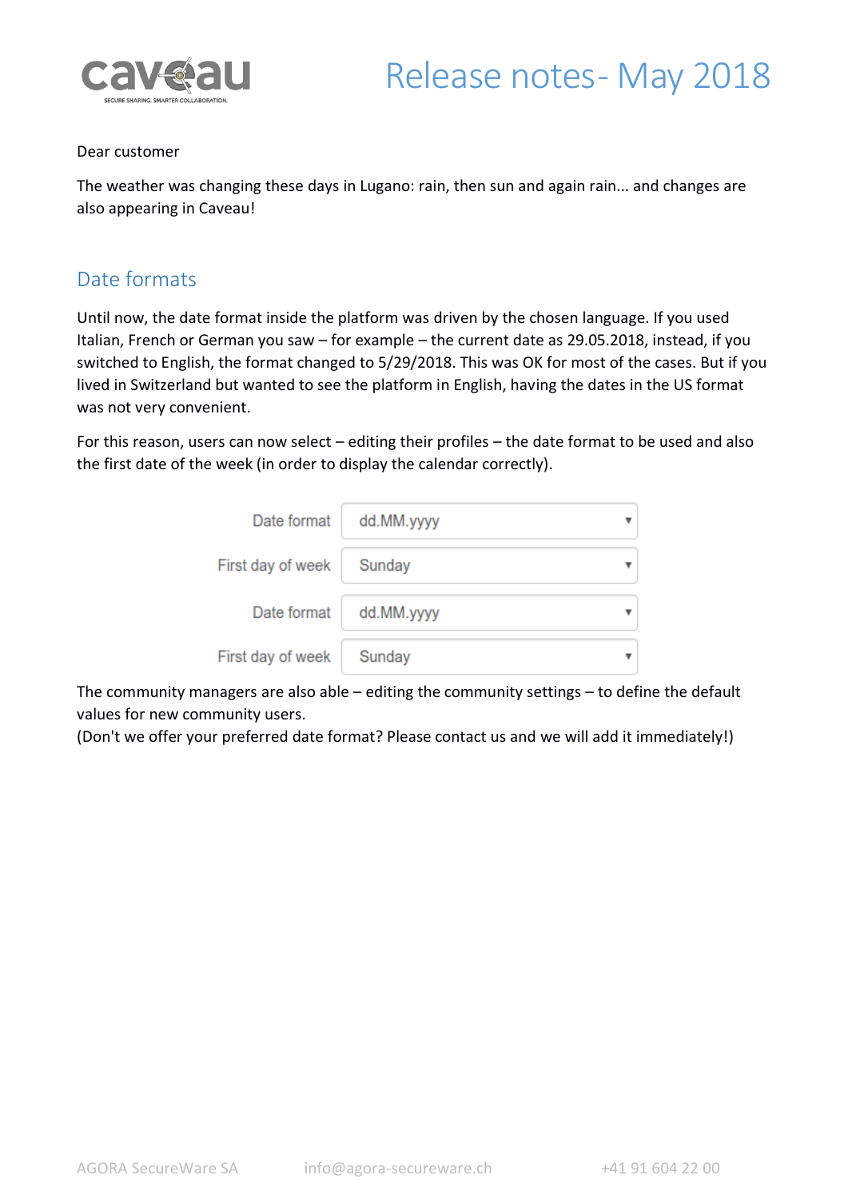# Release notes- May 2018

Dear customer

The weather was changing these days in Lugano: rain, then sun and again rain... and changes are also appearing in Caveau!

## Date formats

Until now, the date format inside the platform was driven by the chosen language. If you used Italian, French or German you saw – for example – the current date as 29.05.2018, instead, if you switched to English, the format changed to 5/29/2018. This was OK for most of the cases. But if you lived in Switzerland but wanted to see the platform in English, having the dates in the US format was not very convenient.

For this reason, users can now select – editing their profiles – the date format to be used and also the first date of the week (in order to display the calendar correctly).

| | |
|---|---|
| Date format | dd.MM.yyyy |
| First day of week | Sunday |
| Date format | dd.MM.yyyy |
| First day of week | Sunday |

The community managers are also able – editing the community settings – to define the default values for new community users.
(Don't we offer your preferred date format? Please contact us and we will add it immediately!)

AGORA SecureWare SA info@agora-secureware.ch +41 91 604 22 00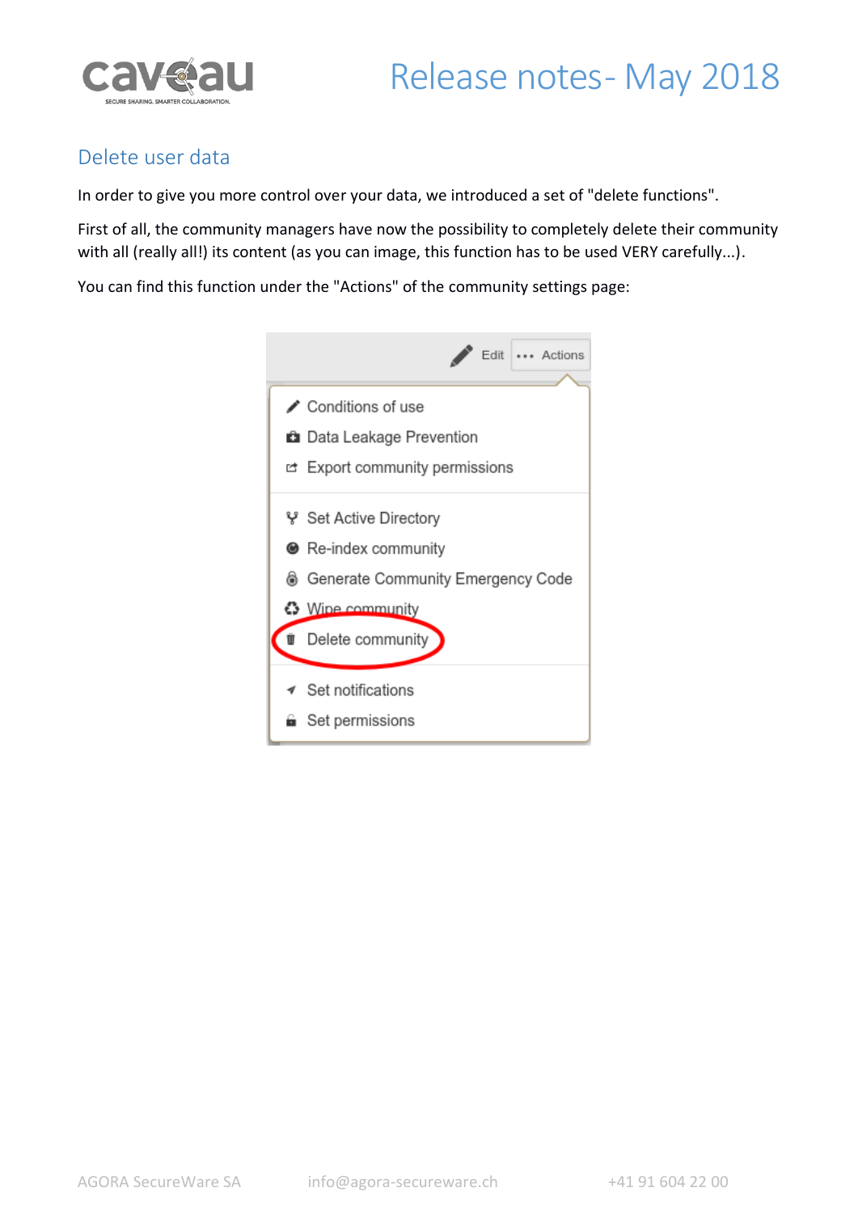## Delete user data

In order to give you more control over your data, we introduced a set of "delete functions".

First of all, the community managers have now the possibility to completely delete their community with all (really all!) its content (as you can image, this function has to be used VERY carefully...).

You can find this function under the "Actions" of the community settings page: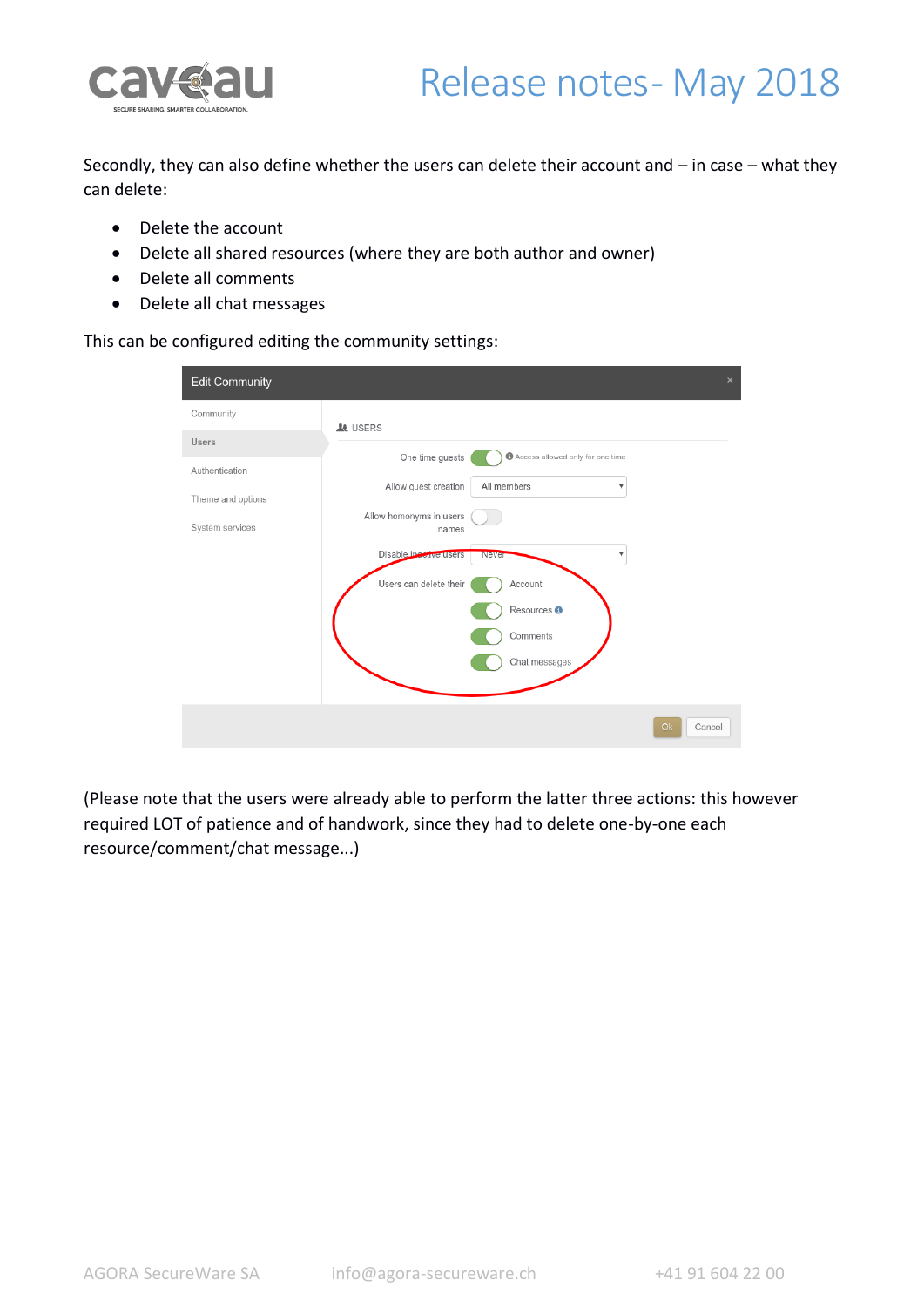Secondly, they can also define whether the users can delete their account and – in case – what they can delete:

- Delete the account
- Delete all shared resources (where they are both author and owner)
- Delete all comments
- Delete all chat messages

This can be configured editing the community settings:

(Please note that the users were already able to perform the latter three actions: this however required LOT of patience and of handwork, since they had to delete one-by-one each resource/comment/chat message...)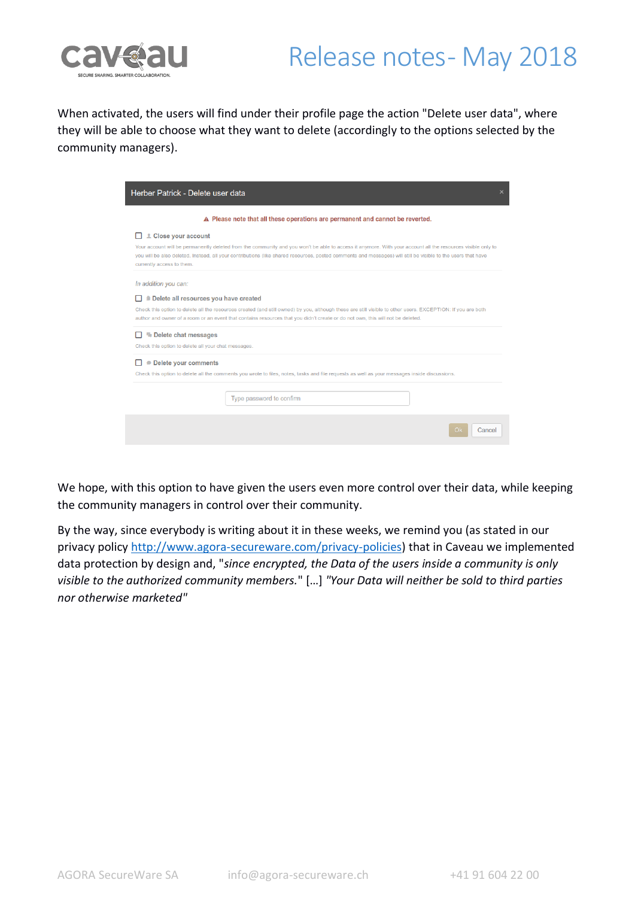When activated, the users will find under their profile page the action "Delete user data", where they will be able to choose what they want to delete (accordingly to the options selected by the community managers).

Herber Patrick - Delete user data

⚠ Please note that all these operations are permanent and cannot be reverted.

☐ **Close your account**

Your account will be permanently deleted from the community and you won't be able to access it anymore. With your account all the resources visible only to you will be also deleted. Instead, all your contributions (like shared resources, posted comments and messages) will still be visible to the users that have currently access to them.

*In addition you can:*

☐ **Delete all resources you have created**

Check this option to delete all the resources created (and still owned) by you, although these are still visible to other users. EXCEPTION: If you are both author and owner of a room or an event that contains resources that you didn't create or do not own, this will not be deleted.

☐ **Delete chat messages**

Check this option to delete all your chat messages.

☐ **Delete your comments**

Check this option to delete all the comments you wrote to files, notes, tasks and file requests as well as your messages inside discussions.

Type password to confirm

Ok | Cancel

We hope, with this option to have given the users even more control over their data, while keeping the community managers in control over their community.

By the way, since everybody is writing about it in these weeks, we remind you (as stated in our privacy policy http://www.agora-secureware.com/privacy-policies) that in Caveau we implemented data protection by design and, "*since encrypted, the Data of the users inside a community is only visible to the authorized community members.*" […] *"Your Data will neither be sold to third parties nor otherwise marketed"*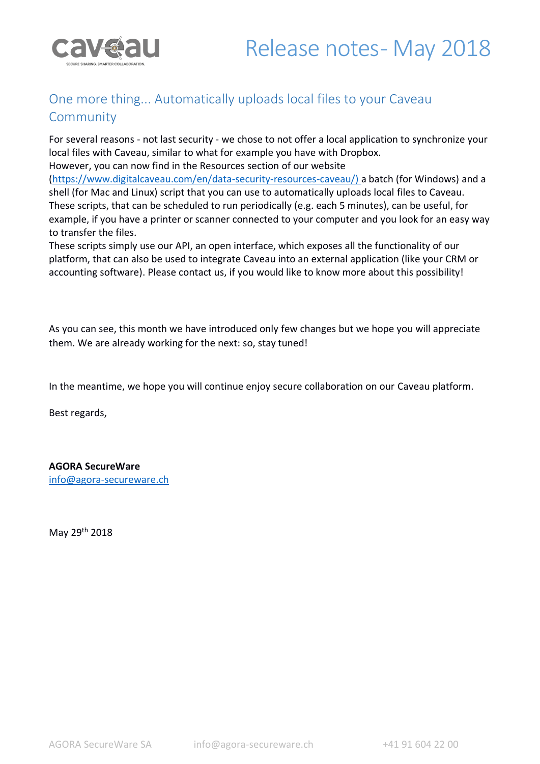## One more thing... Automatically uploads local files to your Caveau Community

For several reasons - not last security - we chose to not offer a local application to synchronize your local files with Caveau, similar to what for example you have with Dropbox.
However, you can now find in the Resources section of our website (https://www.digitalcaveau.com/en/data-security-resources-caveau/) a batch (for Windows) and a shell (for Mac and Linux) script that you can use to automatically uploads local files to Caveau.
These scripts, that can be scheduled to run periodically (e.g. each 5 minutes), can be useful, for example, if you have a printer or scanner connected to your computer and you look for an easy way to transfer the files.
These scripts simply use our API, an open interface, which exposes all the functionality of our platform, that can also be used to integrate Caveau into an external application (like your CRM or accounting software). Please contact us, if you would like to know more about this possibility!

As you can see, this month we have introduced only few changes but we hope you will appreciate them. We are already working for the next: so, stay tuned!

In the meantime, we hope you will continue enjoy secure collaboration on our Caveau platform.

Best regards,

**AGORA SecureWare**
info@agora-secureware.ch

May 29th 2018